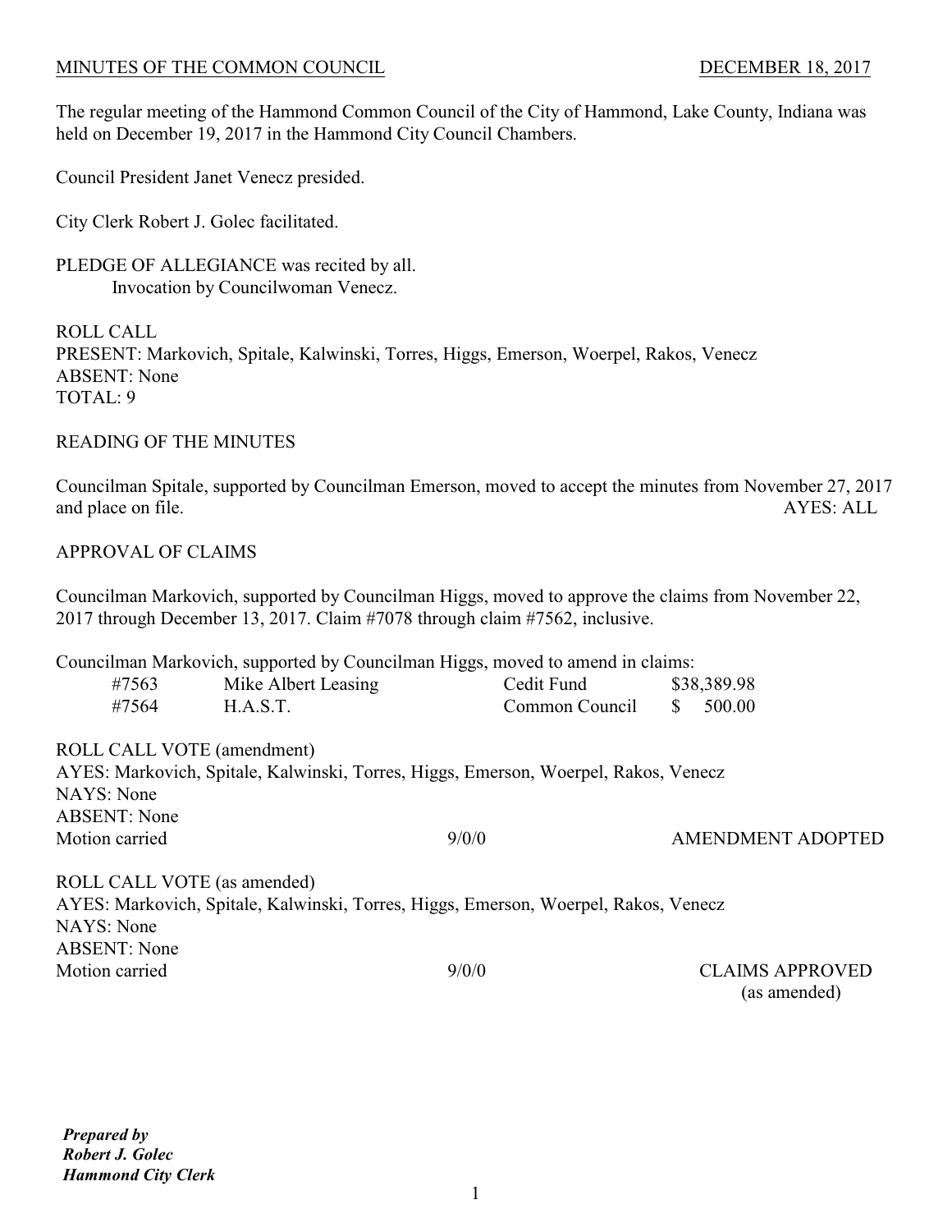MINUTES OF THE COMMON COUNCIL DECEMBER 18, 2017

The regular meeting of the Hammond Common Council of the City of Hammond, Lake County, Indiana was held on December 19, 2017 in the Hammond City Council Chambers.

Council President Janet Venecz presided.

City Clerk Robert J. Golec facilitated.

PLEDGE OF ALLEGIANCE was recited by all.
Invocation by Councilwoman Venecz.

ROLL CALL
PRESENT: Markovich, Spitale, Kalwinski, Torres, Higgs, Emerson, Woerpel, Rakos, Venecz
ABSENT: None
TOTAL: 9

READING OF THE MINUTES

Councilman Spitale, supported by Councilman Emerson, moved to accept the minutes from November 27, 2017 and place on file. AYES: ALL

APPROVAL OF CLAIMS

Councilman Markovich, supported by Councilman Higgs, moved to approve the claims from November 22, 2017 through December 13, 2017. Claim #7078 through claim #7562, inclusive.

Councilman Markovich, supported by Councilman Higgs, moved to amend in claims:

| | | | |
|---|---|---|---|
| #7563 | Mike Albert Leasing | Cedit Fund | $38,389.98 |
| #7564 | H.A.S.T. | Common Council | $ 500.00 |

ROLL CALL VOTE (amendment)
AYES: Markovich, Spitale, Kalwinski, Torres, Higgs, Emerson, Woerpel, Rakos, Venecz
NAYS: None
ABSENT: None
Motion carried 9/0/0 AMENDMENT ADOPTED

ROLL CALL VOTE (as amended)
AYES: Markovich, Spitale, Kalwinski, Torres, Higgs, Emerson, Woerpel, Rakos, Venecz
NAYS: None
ABSENT: None
Motion carried 9/0/0 CLAIMS APPROVED (as amended)

***Prepared by***
***Robert J. Golec***
***Hammond City Clerk***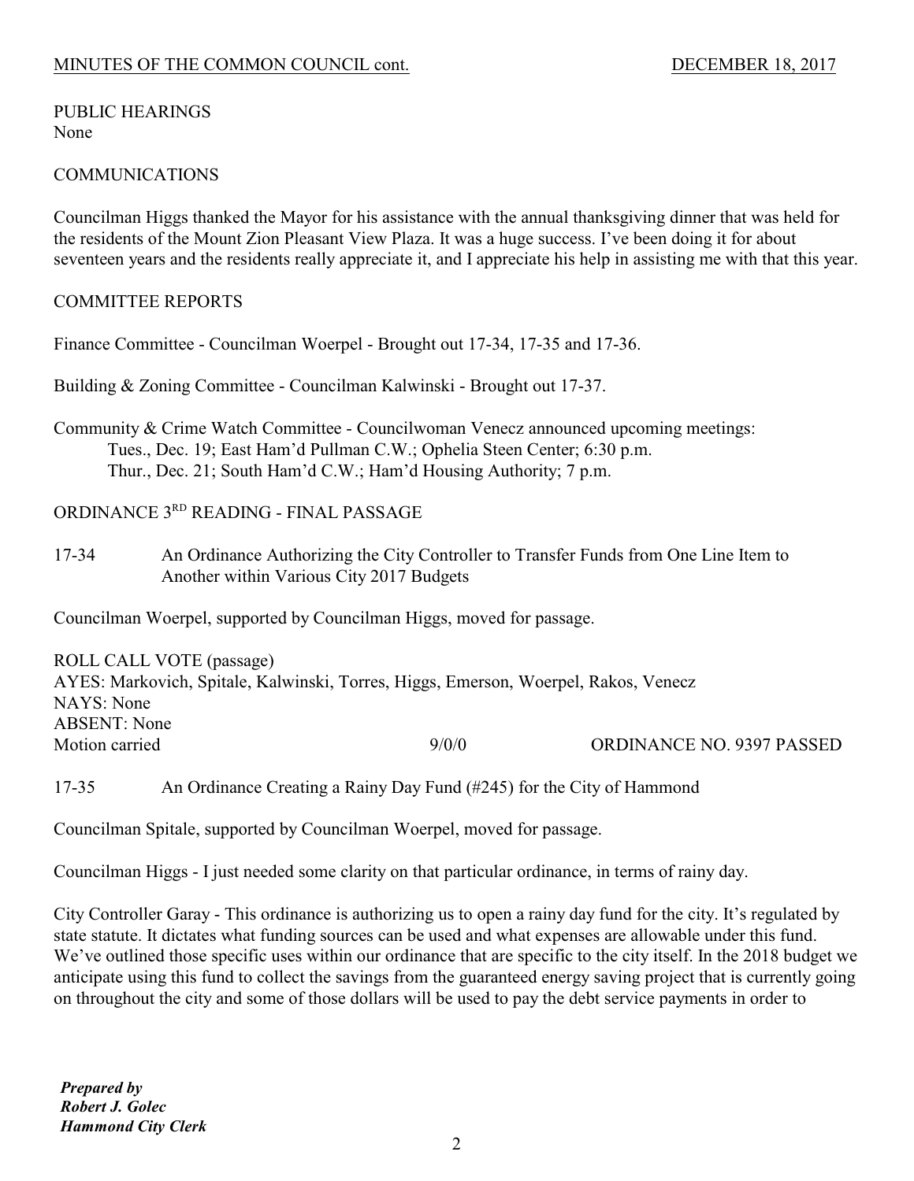PUBLIC HEARINGS
None

COMMUNICATIONS

Councilman Higgs thanked the Mayor for his assistance with the annual thanksgiving dinner that was held for the residents of the Mount Zion Pleasant View Plaza. It was a huge success. I've been doing it for about seventeen years and the residents really appreciate it, and I appreciate his help in assisting me with that this year.

COMMITTEE REPORTS

Finance Committee - Councilman Woerpel - Brought out 17-34, 17-35 and 17-36.

Building & Zoning Committee - Councilman Kalwinski - Brought out 17-37.

Community & Crime Watch Committee - Councilwoman Venecz announced upcoming meetings:
Tues., Dec. 19; East Ham'd Pullman C.W.; Ophelia Steen Center; 6:30 p.m.
Thur., Dec. 21; South Ham'd C.W.; Ham'd Housing Authority; 7 p.m.

ORDINANCE 3RD READING - FINAL PASSAGE

17-34 An Ordinance Authorizing the City Controller to Transfer Funds from One Line Item to Another within Various City 2017 Budgets

Councilman Woerpel, supported by Councilman Higgs, moved for passage.

ROLL CALL VOTE (passage)
AYES: Markovich, Spitale, Kalwinski, Torres, Higgs, Emerson, Woerpel, Rakos, Venecz
NAYS: None
ABSENT: None
Motion carried 9/0/0 ORDINANCE NO. 9397 PASSED

17-35 An Ordinance Creating a Rainy Day Fund (#245) for the City of Hammond

Councilman Spitale, supported by Councilman Woerpel, moved for passage.

Councilman Higgs - I just needed some clarity on that particular ordinance, in terms of rainy day.

City Controller Garay - This ordinance is authorizing us to open a rainy day fund for the city. It's regulated by state statute. It dictates what funding sources can be used and what expenses are allowable under this fund. We've outlined those specific uses within our ordinance that are specific to the city itself. In the 2018 budget we anticipate using this fund to collect the savings from the guaranteed energy saving project that is currently going on throughout the city and some of those dollars will be used to pay the debt service payments in order to

***Prepared by***
***Robert J. Golec***
***Hammond City Clerk***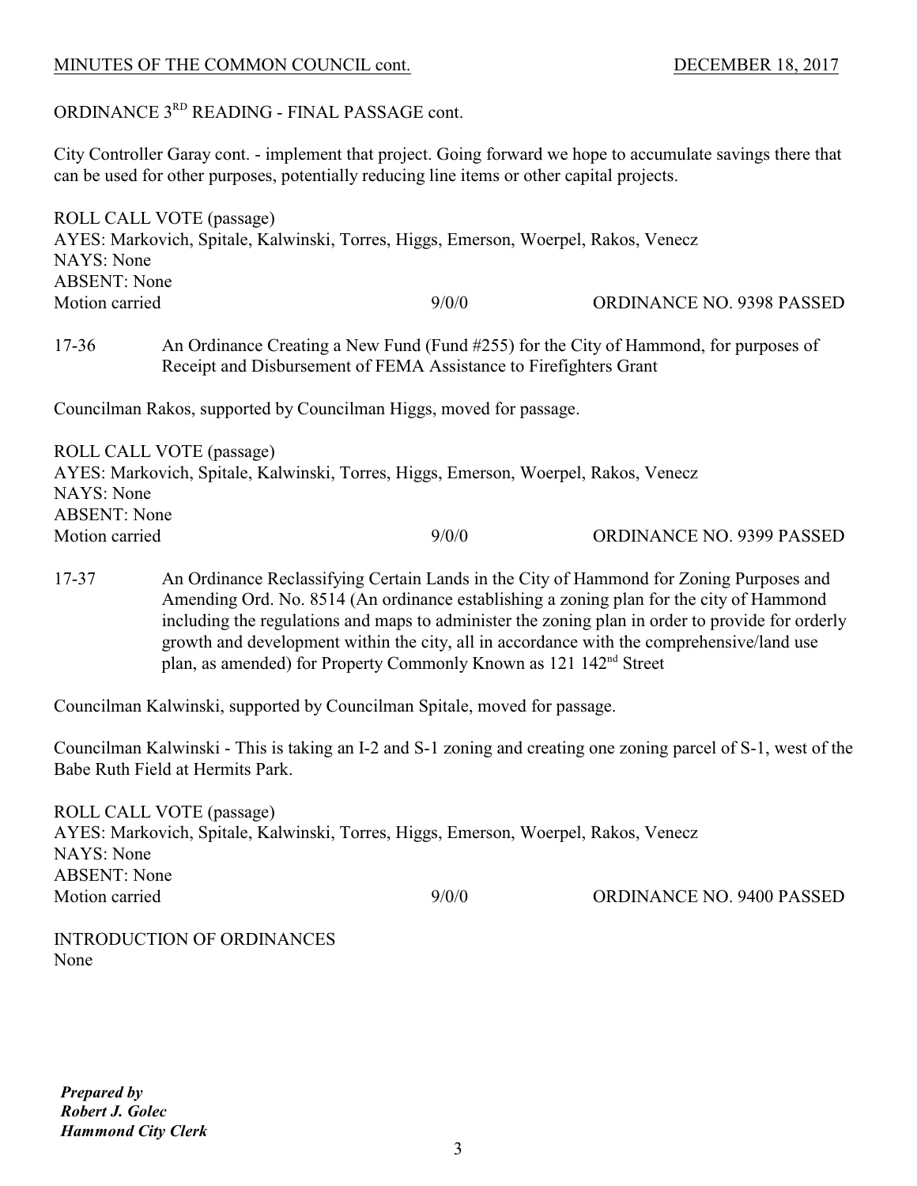ORDINANCE 3RD READING - FINAL PASSAGE cont.

City Controller Garay cont. - implement that project. Going forward we hope to accumulate savings there that can be used for other purposes, potentially reducing line items or other capital projects.

ROLL CALL VOTE (passage)
AYES: Markovich, Spitale, Kalwinski, Torres, Higgs, Emerson, Woerpel, Rakos, Venecz
NAYS: None
ABSENT: None
Motion carried 9/0/0 ORDINANCE NO. 9398 PASSED

17-36 An Ordinance Creating a New Fund (Fund #255) for the City of Hammond, for purposes of Receipt and Disbursement of FEMA Assistance to Firefighters Grant

Councilman Rakos, supported by Councilman Higgs, moved for passage.

ROLL CALL VOTE (passage)
AYES: Markovich, Spitale, Kalwinski, Torres, Higgs, Emerson, Woerpel, Rakos, Venecz
NAYS: None
ABSENT: None
Motion carried 9/0/0 ORDINANCE NO. 9399 PASSED

17-37 An Ordinance Reclassifying Certain Lands in the City of Hammond for Zoning Purposes and Amending Ord. No. 8514 (An ordinance establishing a zoning plan for the city of Hammond including the regulations and maps to administer the zoning plan in order to provide for orderly growth and development within the city, all in accordance with the comprehensive/land use plan, as amended) for Property Commonly Known as 121 142nd Street

Councilman Kalwinski, supported by Councilman Spitale, moved for passage.

Councilman Kalwinski - This is taking an I-2 and S-1 zoning and creating one zoning parcel of S-1, west of the Babe Ruth Field at Hermits Park.

ROLL CALL VOTE (passage)
AYES: Markovich, Spitale, Kalwinski, Torres, Higgs, Emerson, Woerpel, Rakos, Venecz
NAYS: None
ABSENT: None
Motion carried 9/0/0 ORDINANCE NO. 9400 PASSED

INTRODUCTION OF ORDINANCES
None

***Prepared by***
***Robert J. Golec***
***Hammond City Clerk***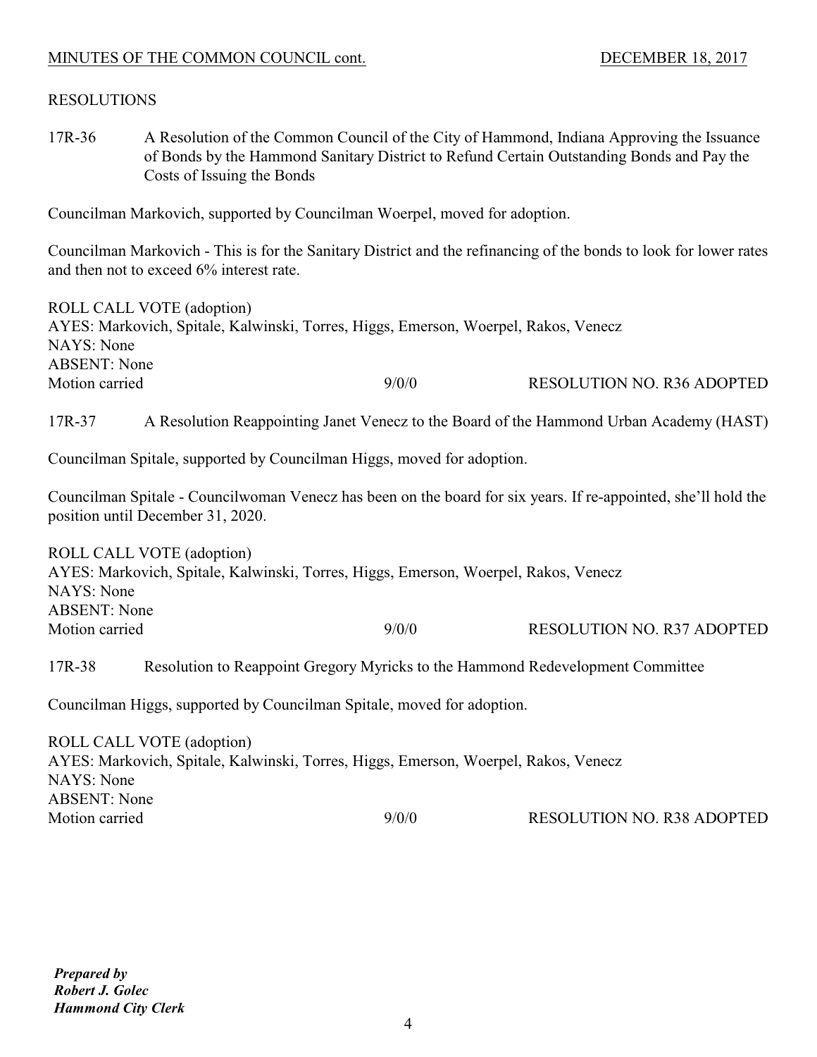## RESOLUTIONS

17R-36 A Resolution of the Common Council of the City of Hammond, Indiana Approving the Issuance of Bonds by the Hammond Sanitary District to Refund Certain Outstanding Bonds and Pay the Costs of Issuing the Bonds

Councilman Markovich, supported by Councilman Woerpel, moved for adoption.

Councilman Markovich - This is for the Sanitary District and the refinancing of the bonds to look for lower rates and then not to exceed 6% interest rate.

ROLL CALL VOTE (adoption)
AYES: Markovich, Spitale, Kalwinski, Torres, Higgs, Emerson, Woerpel, Rakos, Venecz
NAYS: None
ABSENT: None
Motion carried 9/0/0 RESOLUTION NO. R36 ADOPTED

17R-37 A Resolution Reappointing Janet Venecz to the Board of the Hammond Urban Academy (HAST)

Councilman Spitale, supported by Councilman Higgs, moved for adoption.

Councilman Spitale - Councilwoman Venecz has been on the board for six years. If re-appointed, she'll hold the position until December 31, 2020.

ROLL CALL VOTE (adoption)
AYES: Markovich, Spitale, Kalwinski, Torres, Higgs, Emerson, Woerpel, Rakos, Venecz
NAYS: None
ABSENT: None
Motion carried 9/0/0 RESOLUTION NO. R37 ADOPTED

17R-38 Resolution to Reappoint Gregory Myricks to the Hammond Redevelopment Committee

Councilman Higgs, supported by Councilman Spitale, moved for adoption.

ROLL CALL VOTE (adoption)
AYES: Markovich, Spitale, Kalwinski, Torres, Higgs, Emerson, Woerpel, Rakos, Venecz
NAYS: None
ABSENT: None
Motion carried 9/0/0 RESOLUTION NO. R38 ADOPTED

***Prepared by***
***Robert J. Golec***
***Hammond City Clerk***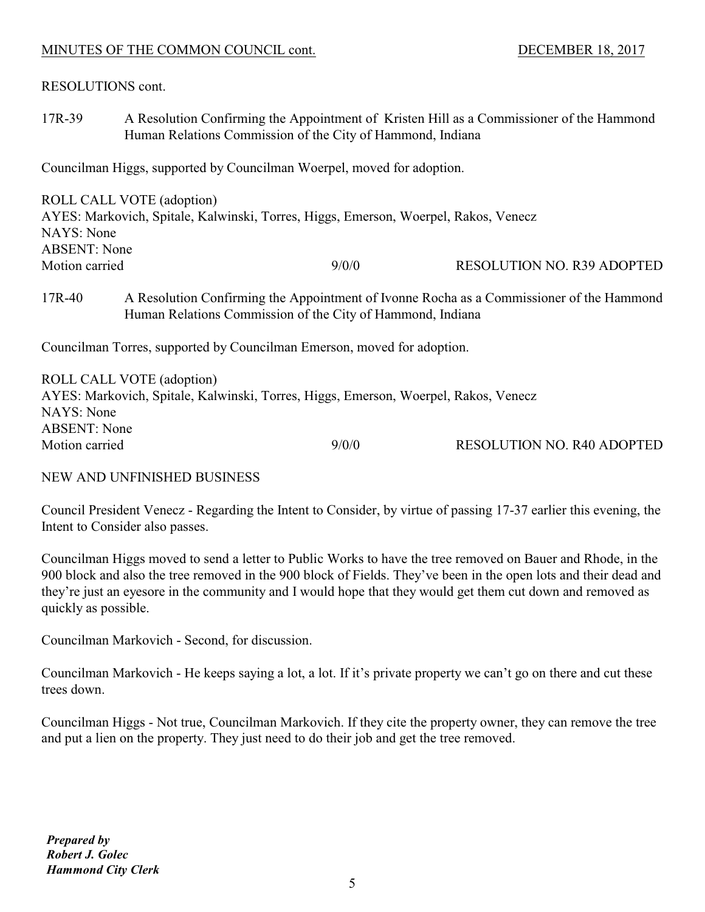RESOLUTIONS cont.

17R-39 A Resolution Confirming the Appointment of Kristen Hill as a Commissioner of the Hammond Human Relations Commission of the City of Hammond, Indiana

Councilman Higgs, supported by Councilman Woerpel, moved for adoption.

ROLL CALL VOTE (adoption)
AYES: Markovich, Spitale, Kalwinski, Torres, Higgs, Emerson, Woerpel, Rakos, Venecz
NAYS: None
ABSENT: None
Motion carried 9/0/0 RESOLUTION NO. R39 ADOPTED

17R-40 A Resolution Confirming the Appointment of Ivonne Rocha as a Commissioner of the Hammond Human Relations Commission of the City of Hammond, Indiana

Councilman Torres, supported by Councilman Emerson, moved for adoption.

ROLL CALL VOTE (adoption)
AYES: Markovich, Spitale, Kalwinski, Torres, Higgs, Emerson, Woerpel, Rakos, Venecz
NAYS: None
ABSENT: None
Motion carried 9/0/0 RESOLUTION NO. R40 ADOPTED

NEW AND UNFINISHED BUSINESS

Council President Venecz - Regarding the Intent to Consider, by virtue of passing 17-37 earlier this evening, the Intent to Consider also passes.

Councilman Higgs moved to send a letter to Public Works to have the tree removed on Bauer and Rhode, in the 900 block and also the tree removed in the 900 block of Fields. They've been in the open lots and their dead and they're just an eyesore in the community and I would hope that they would get them cut down and removed as quickly as possible.

Councilman Markovich - Second, for discussion.

Councilman Markovich - He keeps saying a lot, a lot. If it's private property we can't go on there and cut these trees down.

Councilman Higgs - Not true, Councilman Markovich. If they cite the property owner, they can remove the tree and put a lien on the property. They just need to do their job and get the tree removed.

***Prepared by***
***Robert J. Golec***
***Hammond City Clerk***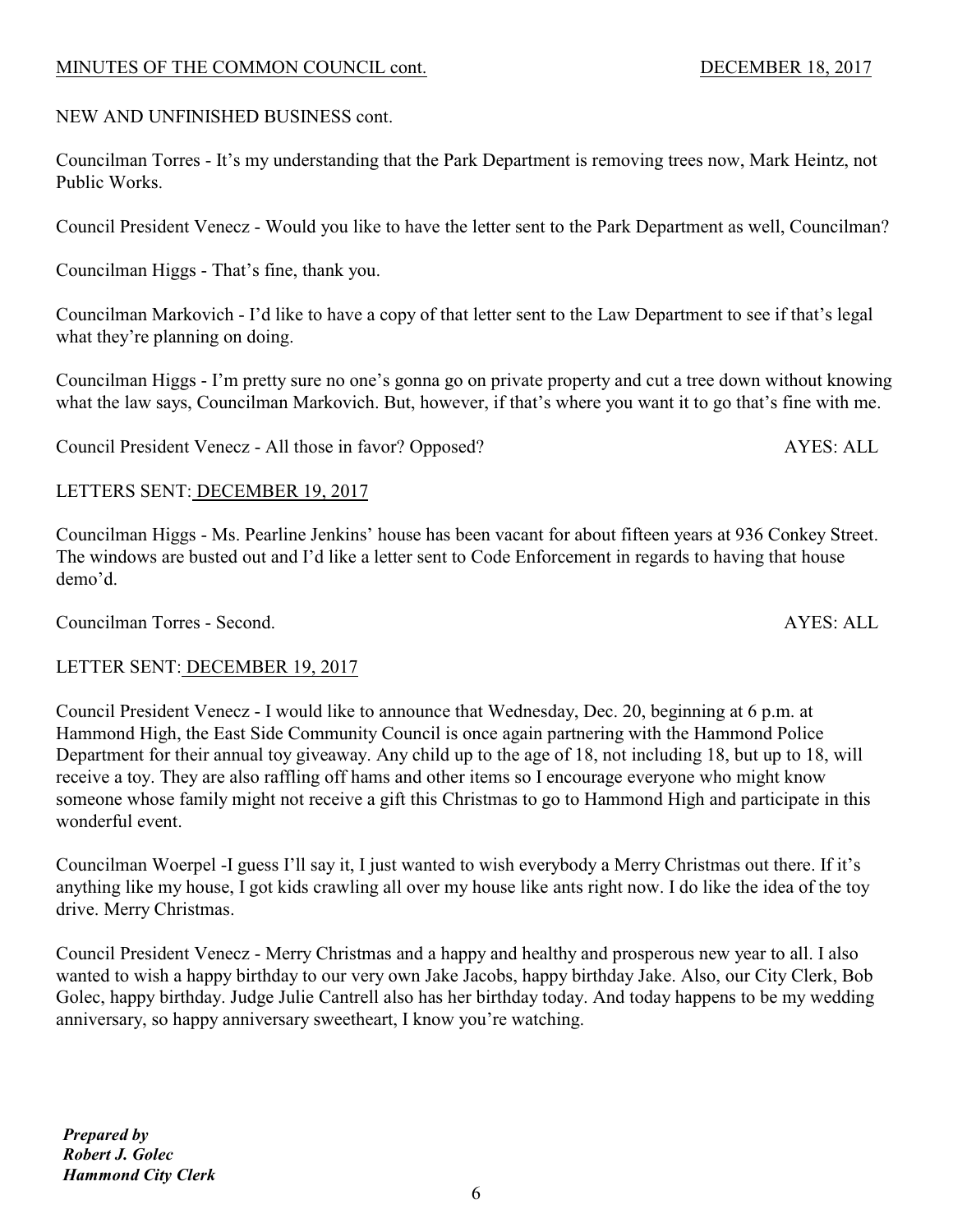NEW AND UNFINISHED BUSINESS cont.

Councilman Torres - It's my understanding that the Park Department is removing trees now, Mark Heintz, not Public Works.

Council President Venecz - Would you like to have the letter sent to the Park Department as well, Councilman?

Councilman Higgs - That's fine, thank you.

Councilman Markovich - I'd like to have a copy of that letter sent to the Law Department to see if that's legal what they're planning on doing.

Councilman Higgs - I'm pretty sure no one's gonna go on private property and cut a tree down without knowing what the law says, Councilman Markovich. But, however, if that's where you want it to go that's fine with me.

Council President Venecz - All those in favor? Opposed? AYES: ALL

LETTERS SENT: DECEMBER 19, 2017

Councilman Higgs - Ms. Pearline Jenkins' house has been vacant for about fifteen years at 936 Conkey Street. The windows are busted out and I'd like a letter sent to Code Enforcement in regards to having that house demo'd.

Councilman Torres - Second. AYES: ALL

LETTER SENT: DECEMBER 19, 2017

Council President Venecz - I would like to announce that Wednesday, Dec. 20, beginning at 6 p.m. at Hammond High, the East Side Community Council is once again partnering with the Hammond Police Department for their annual toy giveaway. Any child up to the age of 18, not including 18, but up to 18, will receive a toy. They are also raffling off hams and other items so I encourage everyone who might know someone whose family might not receive a gift this Christmas to go to Hammond High and participate in this wonderful event.

Councilman Woerpel -I guess I'll say it, I just wanted to wish everybody a Merry Christmas out there. If it's anything like my house, I got kids crawling all over my house like ants right now. I do like the idea of the toy drive. Merry Christmas.

Council President Venecz - Merry Christmas and a happy and healthy and prosperous new year to all. I also wanted to wish a happy birthday to our very own Jake Jacobs, happy birthday Jake. Also, our City Clerk, Bob Golec, happy birthday. Judge Julie Cantrell also has her birthday today. And today happens to be my wedding anniversary, so happy anniversary sweetheart, I know you're watching.

***Prepared by***
***Robert J. Golec***
***Hammond City Clerk***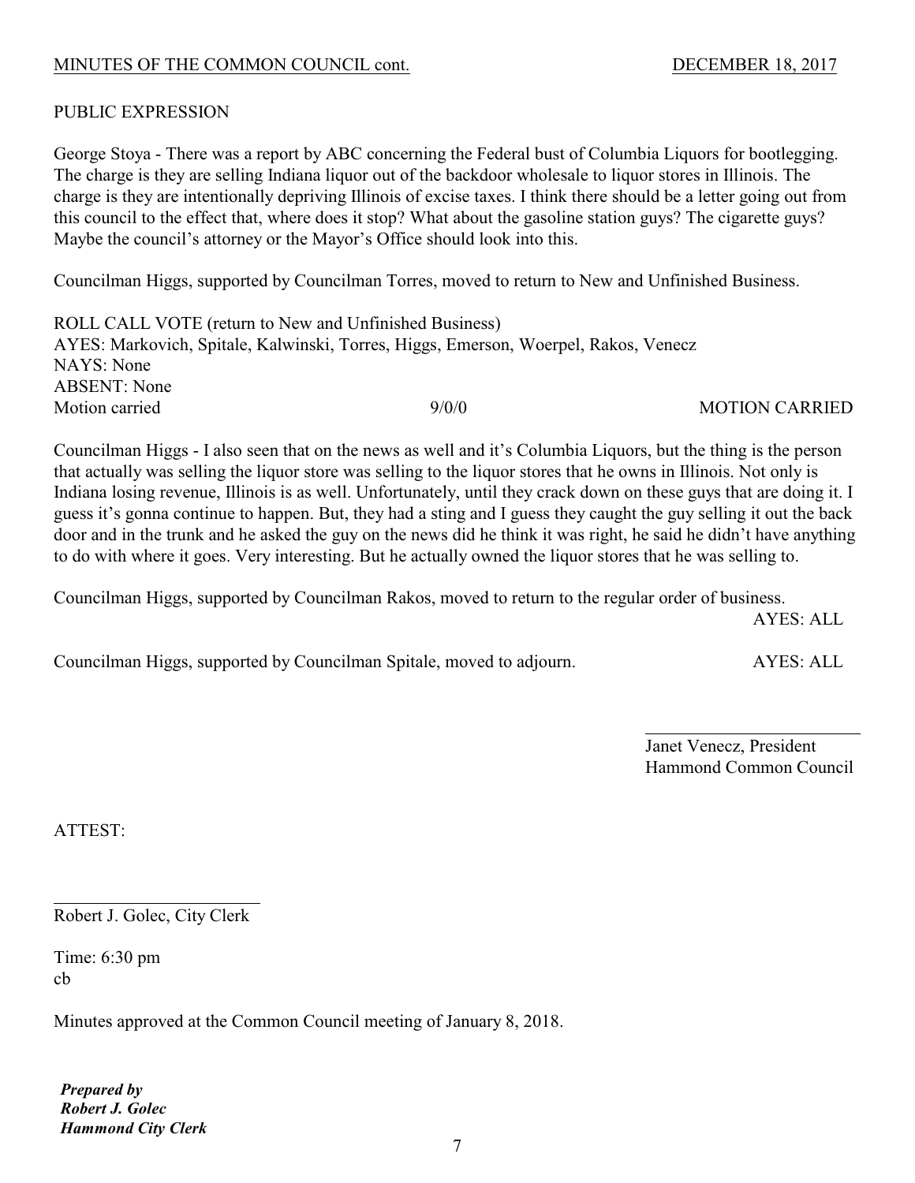PUBLIC EXPRESSION

George Stoya - There was a report by ABC concerning the Federal bust of Columbia Liquors for bootlegging. The charge is they are selling Indiana liquor out of the backdoor wholesale to liquor stores in Illinois. The charge is they are intentionally depriving Illinois of excise taxes. I think there should be a letter going out from this council to the effect that, where does it stop? What about the gasoline station guys? The cigarette guys? Maybe the council's attorney or the Mayor's Office should look into this.

Councilman Higgs, supported by Councilman Torres, moved to return to New and Unfinished Business.

ROLL CALL VOTE (return to New and Unfinished Business)
AYES: Markovich, Spitale, Kalwinski, Torres, Higgs, Emerson, Woerpel, Rakos, Venecz
NAYS: None
ABSENT: None
Motion carried 9/0/0 MOTION CARRIED

Councilman Higgs - I also seen that on the news as well and it's Columbia Liquors, but the thing is the person that actually was selling the liquor store was selling to the liquor stores that he owns in Illinois. Not only is Indiana losing revenue, Illinois is as well. Unfortunately, until they crack down on these guys that are doing it. I guess it's gonna continue to happen. But, they had a sting and I guess they caught the guy selling it out the back door and in the trunk and he asked the guy on the news did he think it was right, he said he didn't have anything to do with where it goes. Very interesting. But he actually owned the liquor stores that he was selling to.

Councilman Higgs, supported by Councilman Rakos, moved to return to the regular order of business.
AYES: ALL

Councilman Higgs, supported by Councilman Spitale, moved to adjourn. AYES: ALL

\_\_\_\_\_\_\_\_\_\_\_\_\_\_\_\_\_\_\_\_\_\_\_\_
Janet Venecz, President
Hammond Common Council

ATTEST:

\_\_\_\_\_\_\_\_\_\_\_\_\_\_\_\_\_\_\_\_\_\_\_\_
Robert J. Golec, City Clerk

Time: 6:30 pm
cb

Minutes approved at the Common Council meeting of January 8, 2018.

***Prepared by***
***Robert J. Golec***
***Hammond City Clerk***